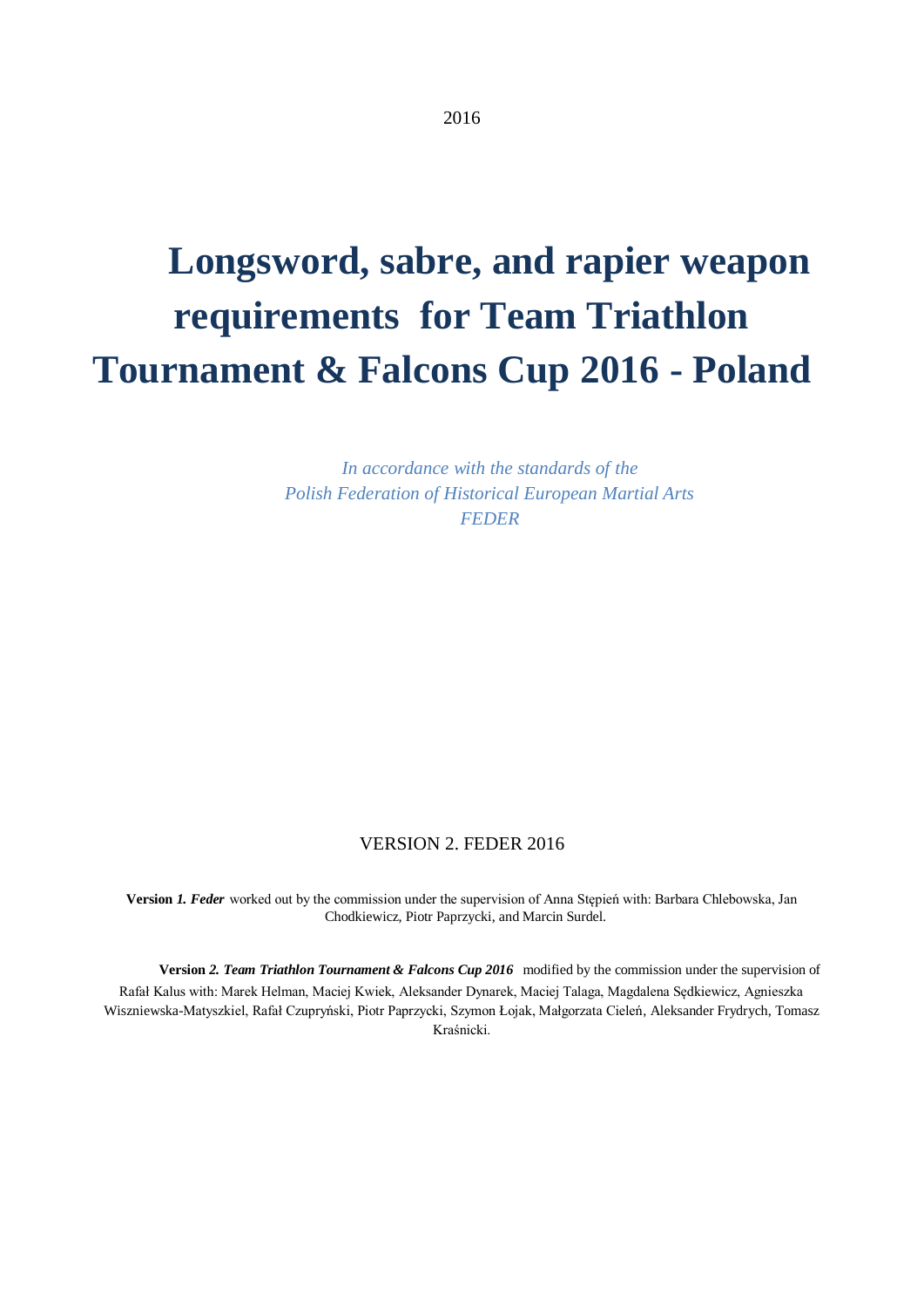2016

# Longsword, sabre, and rapier weapon requirements for Team Triathlon Tournament & Falcons Cup 2016 - Poland

*In accordance with the standards of the*
*Polish Federation of Historical European Martial Arts*
*FEDER*

VERSION 2. FEDER 2016

**Version *1. Feder*** worked out by the commission under the supervision of Anna Stępień with: Barbara Chlebowska, Jan Chodkiewicz, Piotr Paprzycki, and Marcin Surdel.

**Version *2. Team Triathlon Tournament & Falcons Cup 2016*** modified by the commission under the supervision of Rafał Kalus with: Marek Helman, Maciej Kwiek, Aleksander Dynarek, Maciej Talaga, Magdalena Sędkiewicz, Agnieszka Wiszniewska-Matyszkiel, Rafał Czupryński, Piotr Paprzycki, Szymon Łojak, Małgorzata Cieleń, Aleksander Frydrych, Tomasz Kraśnicki.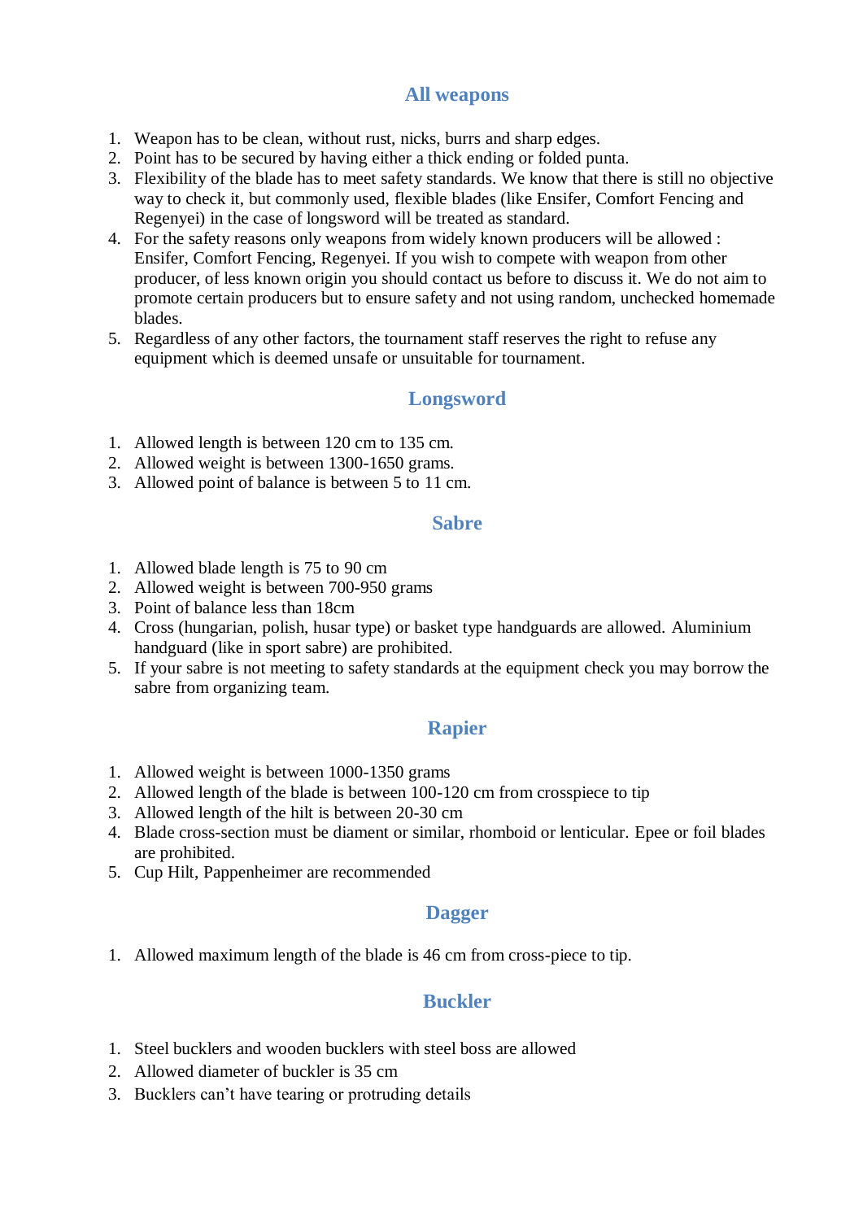## All weapons

1. Weapon has to be clean, without rust, nicks, burrs and sharp edges.
2. Point has to be secured by having either a thick ending or folded punta.
3. Flexibility of the blade has to meet safety standards. We know that there is still no objective way to check it, but commonly used, flexible blades (like Ensifer, Comfort Fencing and Regenyei) in the case of longsword will be treated as standard.
4. For the safety reasons only weapons from widely known producers will be allowed : Ensifer, Comfort Fencing, Regenyei. If you wish to compete with weapon from other producer, of less known origin you should contact us before to discuss it. We do not aim to promote certain producers but to ensure safety and not using random, unchecked homemade blades.
5. Regardless of any other factors, the tournament staff reserves the right to refuse any equipment which is deemed unsafe or unsuitable for tournament.

## Longsword

1. Allowed length is between 120 cm to 135 cm.
2. Allowed weight is between 1300-1650 grams.
3. Allowed point of balance is between 5 to 11 cm.

## Sabre

1. Allowed blade length is 75 to 90 cm
2. Allowed weight is between 700-950 grams
3. Point of balance less than 18cm
4. Cross (hungarian, polish, husar type) or basket type handguards are allowed. Aluminium handguard (like in sport sabre) are prohibited.
5. If your sabre is not meeting to safety standards at the equipment check you may borrow the sabre from organizing team.

## Rapier

1. Allowed weight is between 1000-1350 grams
2. Allowed length of the blade is between 100-120 cm from crosspiece to tip
3. Allowed length of the hilt is between 20-30 cm
4. Blade cross-section must be diament or similar, rhomboid or lenticular. Epee or foil blades are prohibited.
5. Cup Hilt, Pappenheimer are recommended

## Dagger

1. Allowed maximum length of the blade is 46 cm from cross-piece to tip.

## Buckler

1. Steel bucklers and wooden bucklers with steel boss are allowed
2. Allowed diameter of buckler is 35 cm
3. Bucklers can't have tearing or protruding details